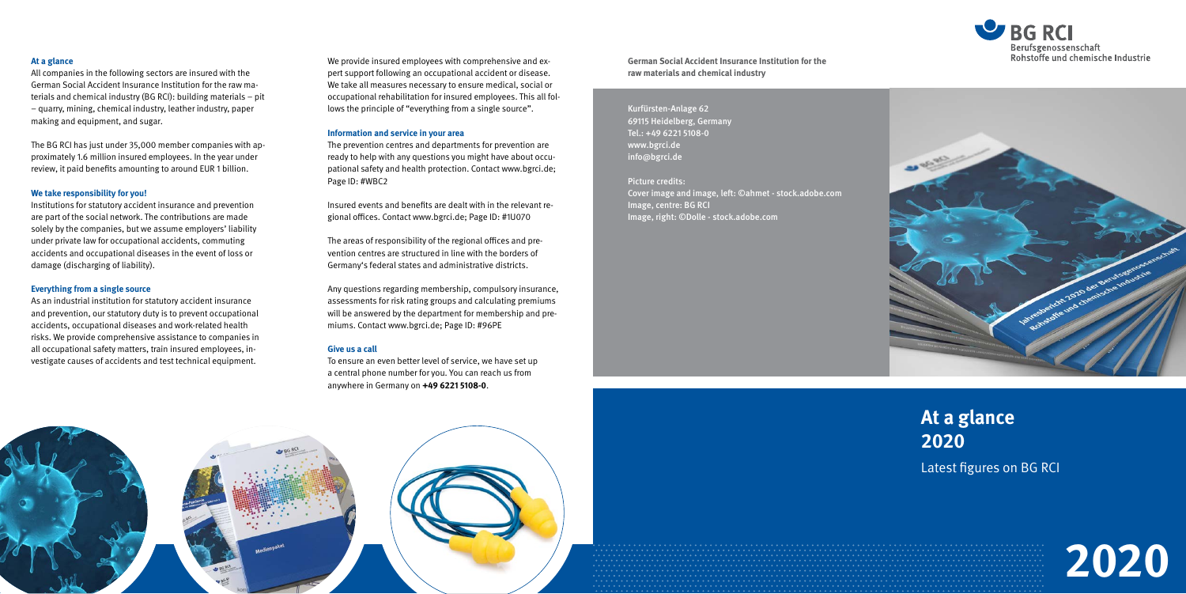## At a glance

All companies in the following sectors are insured with the German Social Accident Insurance Institution for the raw materials and chemical industry (BG RCI): building materials – pit – quarry, mining, chemical industry, leather industry, paper making and equipment, and sugar.

The BG RCI has just under 35,000 member companies with approximately 1.6 million insured employees. In the year under review, it paid benefits amounting to around EUR 1 billion.

## We take responsibility for you!

Institutions for statutory accident insurance and prevention are part of the social network. The contributions are made solely by the companies, but we assume employers' liability under private law for occupational accidents, commuting accidents and occupational diseases in the event of loss or damage (discharging of liability).

## Everything from a single source

As an industrial institution for statutory accident insurance and prevention, our statutory duty is to prevent occupational accidents, occupational diseases and work-related health risks. We provide comprehensive assistance to companies in all occupational safety matters, train insured employees, investigate causes of accidents and test technical equipment.

We provide insured employees with comprehensive and expert support following an occupational accident or disease. We take all measures necessary to ensure medical, social or occupational rehabilitation for insured employees. This all follows the principle of "everything from a single source".

## Information and service in your area

The prevention centres and departments for prevention are ready to help with any questions you might have about occupational safety and health protection. Contact www.bgrci.de; Page ID: #WBC2

Insured events and benefits are dealt with in the relevant regional offices. Contact www.bgrci.de; Page ID: #1U070

The areas of responsibility of the regional offices and prevention centres are structured in line with the borders of Germany's federal states and administrative districts.

Any questions regarding membership, compulsory insurance, assessments for risk rating groups and calculating premiums will be answered by the department for membership and premiums. Contact www.bgrci.de; Page ID: #96PE

## Give us a call

To ensure an even better level of service, we have set up a central phone number for you. You can reach us from anywhere in Germany on **+49 6221 5108-0**.

**German Social Accident Insurance Institution for the raw materials and chemical industry**

Kurfürsten-Anlage 62
69115 Heidelberg, Germany
Tel.: +49 6221 5108-0
www.bgrci.de
info@bgrci.de

Picture credits:
Cover image and image, left: ©ahmet - stock.adobe.com
Image, centre: BG RCI
Image, right: ©Dolle - stock.adobe.com

BG RCI
Berufsgenossenschaft Rohstoffe und chemische Industrie

# At a glance 2020

Latest figures on BG RCI

2020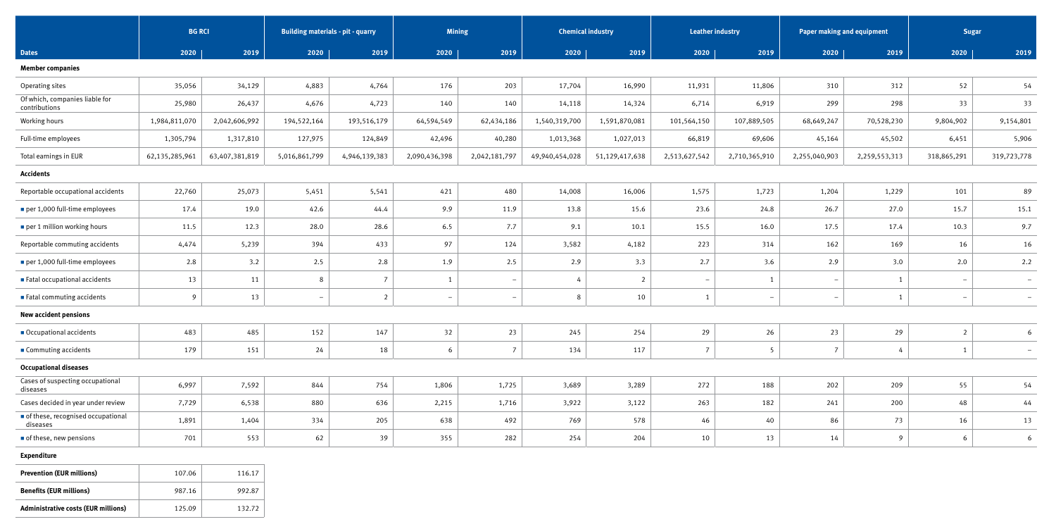| | BG RCI | | Building materials - pit - quarry | | Mining | | Chemical industry | | Leather industry | | Paper making and equipment | | Sugar | |
|---|---|---|---|---|---|---|---|---|---|---|---|---|---|---|
| **Dates** | **2020** | **2019** | **2020** | **2019** | **2020** | **2019** | **2020** | **2019** | **2020** | **2019** | **2020** | **2019** | **2020** | **2019** |
| **Member companies** | | | | | | | | | | | | | | |
| Operating sites | 35,056 | 34,129 | 4,883 | 4,764 | 176 | 203 | 17,704 | 16,990 | 11,931 | 11,806 | 310 | 312 | 52 | 54 |
| Of which, companies liable for contributions | 25,980 | 26,437 | 4,676 | 4,723 | 140 | 140 | 14,118 | 14,324 | 6,714 | 6,919 | 299 | 298 | 33 | 33 |
| Working hours | 1,984,811,070 | 2,042,606,992 | 194,522,164 | 193,516,179 | 64,594,549 | 62,434,186 | 1,540,319,700 | 1,591,870,081 | 101,564,150 | 107,889,505 | 68,649,247 | 70,528,230 | 9,804,902 | 9,154,801 |
| Full-time employees | 1,305,794 | 1,317,810 | 127,975 | 124,849 | 42,496 | 40,280 | 1,013,368 | 1,027,013 | 66,819 | 69,606 | 45,164 | 45,502 | 6,451 | 5,906 |
| Total earnings in EUR | 62,135,285,961 | 63,407,381,819 | 5,016,861,799 | 4,946,139,383 | 2,090,436,398 | 2,042,181,797 | 49,940,454,028 | 51,129,417,638 | 2,513,627,542 | 2,710,365,910 | 2,255,040,903 | 2,259,553,313 | 318,865,291 | 319,723,778 |
| **Accidents** | | | | | | | | | | | | | | |
| Reportable occupational accidents | 22,760 | 25,073 | 5,451 | 5,541 | 421 | 480 | 14,008 | 16,006 | 1,575 | 1,723 | 1,204 | 1,229 | 101 | 89 |
| ■ per 1,000 full-time employees | 17.4 | 19.0 | 42.6 | 44.4 | 9.9 | 11.9 | 13.8 | 15.6 | 23.6 | 24.8 | 26.7 | 27.0 | 15.7 | 15.1 |
| ■ per 1 million working hours | 11.5 | 12.3 | 28.0 | 28.6 | 6.5 | 7.7 | 9.1 | 10.1 | 15.5 | 16.0 | 17.5 | 17.4 | 10.3 | 9.7 |
| Reportable commuting accidents | 4,474 | 5,239 | 394 | 433 | 97 | 124 | 3,582 | 4,182 | 223 | 314 | 162 | 169 | 16 | 16 |
| ■ per 1,000 full-time employees | 2.8 | 3.2 | 2.5 | 2.8 | 1.9 | 2.5 | 2.9 | 3.3 | 2.7 | 3.6 | 2.9 | 3.0 | 2.0 | 2.2 |
| ■ Fatal occupational accidents | 13 | 11 | 8 | 7 | 1 | – | 4 | 2 | – | 1 | – | 1 | – | – |
| ■ Fatal commuting accidents | 9 | 13 | – | 2 | – | – | 8 | 10 | 1 | – | – | 1 | – | – |
| **New accident pensions** | | | | | | | | | | | | | | |
| ■ Occupational accidents | 483 | 485 | 152 | 147 | 32 | 23 | 245 | 254 | 29 | 26 | 23 | 29 | 2 | 6 |
| ■ Commuting accidents | 179 | 151 | 24 | 18 | 6 | 7 | 134 | 117 | 7 | 5 | 7 | 4 | 1 | – |
| **Occupational diseases** | | | | | | | | | | | | | | |
| Cases of suspecting occupational diseases | 6,997 | 7,592 | 844 | 754 | 1,806 | 1,725 | 3,689 | 3,289 | 272 | 188 | 202 | 209 | 55 | 54 |
| Cases decided in year under review | 7,729 | 6,538 | 880 | 636 | 2,215 | 1,716 | 3,922 | 3,122 | 263 | 182 | 241 | 200 | 48 | 44 |
| ■ of these, recognised occupational diseases | 1,891 | 1,404 | 334 | 205 | 638 | 492 | 769 | 578 | 46 | 40 | 86 | 73 | 16 | 13 |
| ■ of these, new pensions | 701 | 553 | 62 | 39 | 355 | 282 | 254 | 204 | 10 | 13 | 14 | 9 | 6 | 6 |
| **Expenditure** | | | | | | | | | | | | | | |
| **Prevention (EUR millions)** | 107.06 | 116.17 | | | | | | | | | | | | |
| **Benefits (EUR millions)** | 987.16 | 992.87 | | | | | | | | | | | | |
| **Administrative costs (EUR millions)** | 125.09 | 132.72 | | | | | | | | | | | | |